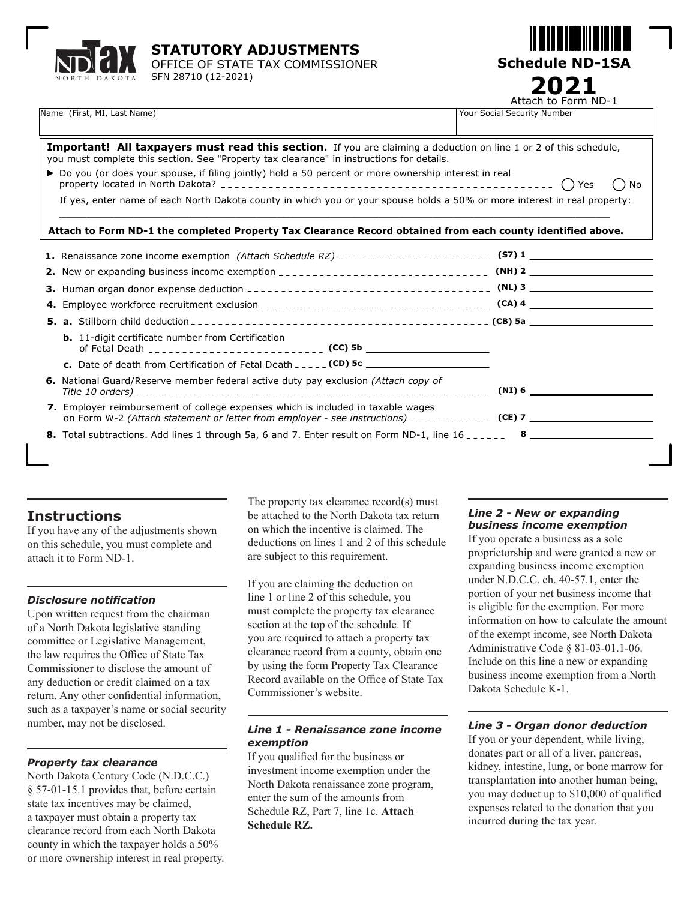# STATUTORY ADJUSTMENTS

OFFICE OF STATE TAX COMMISSIONER
SFN 28710 (12-2021)

**Schedule ND-1SA**

**2021**

Attach to Form ND-1

| Name (First, MI, Last Name) | Your Social Security Number |
|---|---|
| | |

**Important! All taxpayers must read this section.** If you are claiming a deduction on line 1 or 2 of this schedule, you must complete this section. See "Property tax clearance" in instructions for details.

► Do you (or does your spouse, if filing jointly) hold a 50 percent or more ownership interest in real property located in North Dakota? ◯ Yes ◯ No

If yes, enter name of each North Dakota county in which you or your spouse holds a 50% or more interest in real property:

______________________________________________

**Attach to Form ND-1 the completed Property Tax Clearance Record obtained from each county identified above.**

| | | | |
|---|---|---|---|
| **1.** | Renaissance zone income exemption *(Attach Schedule RZ)* | **(S7) 1** | |
| **2.** | New or expanding business income exemption | **(NH) 2** | |
| **3.** | Human organ donor expense deduction | **(NL) 3** | |
| **4.** | Employee workforce recruitment exclusion | **(CA) 4** | |
| **5. a.** | Stillborn child deduction | **(CB) 5a** | |
| **b.** | 11-digit certificate number from Certification of Fetal Death | **(CC) 5b** | |
| **c.** | Date of death from Certification of Fetal Death | **(CD) 5c** | |
| **6.** | National Guard/Reserve member federal active duty pay exclusion *(Attach copy of Title 10 orders)* | **(NI) 6** | |
| **7.** | Employer reimbursement of college expenses which is included in taxable wages on Form W-2 *(Attach statement or letter from employer - see instructions)* | **(CE) 7** | |
| **8.** | Total subtractions. Add lines 1 through 5a, 6 and 7. Enter result on Form ND-1, line 16 | **8** | |

## Instructions

If you have any of the adjustments shown on this schedule, you must complete and attach it to Form ND-1.

### *Disclosure notification*

Upon written request from the chairman of a North Dakota legislative standing committee or Legislative Management, the law requires the Office of State Tax Commissioner to disclose the amount of any deduction or credit claimed on a tax return. Any other confidential information, such as a taxpayer's name or social security number, may not be disclosed.

### *Property tax clearance*

North Dakota Century Code (N.D.C.C.) § 57-01-15.1 provides that, before certain state tax incentives may be claimed, a taxpayer must obtain a property tax clearance record from each North Dakota county in which the taxpayer holds a 50% or more ownership interest in real property. The property tax clearance record(s) must be attached to the North Dakota tax return on which the incentive is claimed. The deductions on lines 1 and 2 of this schedule are subject to this requirement.

If you are claiming the deduction on line 1 or line 2 of this schedule, you must complete the property tax clearance section at the top of the schedule. If you are required to attach a property tax clearance record from a county, obtain one by using the form Property Tax Clearance Record available on the Office of State Tax Commissioner's website.

### *Line 1 - Renaissance zone income exemption*

If you qualified for the business or investment income exemption under the North Dakota renaissance zone program, enter the sum of the amounts from Schedule RZ, Part 7, line 1c. **Attach Schedule RZ.**

### *Line 2 - New or expanding business income exemption*

If you operate a business as a sole proprietorship and were granted a new or expanding business income exemption under N.D.C.C. ch. 40-57.1, enter the portion of your net business income that is eligible for the exemption. For more information on how to calculate the amount of the exempt income, see North Dakota Administrative Code § 81-03-01.1-06. Include on this line a new or expanding business income exemption from a North Dakota Schedule K-1.

### *Line 3 - Organ donor deduction*

If you or your dependent, while living, donates part or all of a liver, pancreas, kidney, intestine, lung, or bone marrow for transplantation into another human being, you may deduct up to $10,000 of qualified expenses related to the donation that you incurred during the tax year.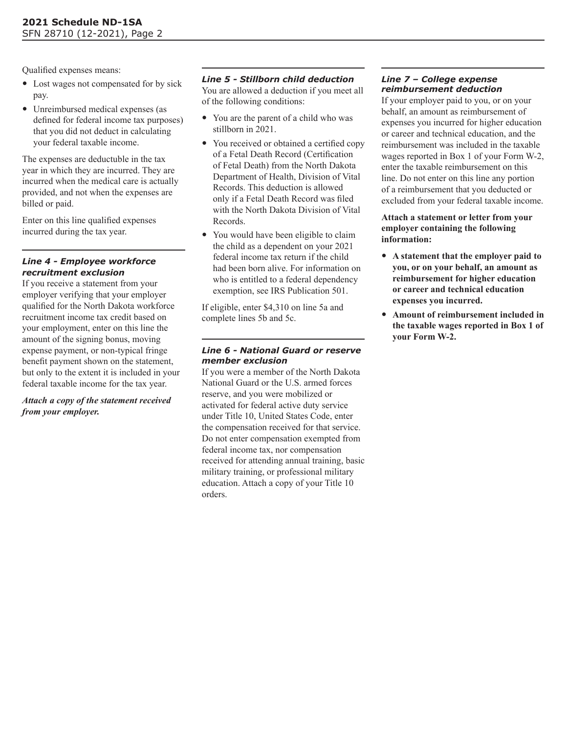Qualified expenses means:

- Lost wages not compensated for by sick pay.
- Unreimbursed medical expenses (as defined for federal income tax purposes) that you did not deduct in calculating your federal taxable income.

The expenses are deductible in the tax year in which they are incurred. They are incurred when the medical care is actually provided, and not when the expenses are billed or paid.

Enter on this line qualified expenses incurred during the tax year.

### *Line 4 - Employee workforce recruitment exclusion*

If you receive a statement from your employer verifying that your employer qualified for the North Dakota workforce recruitment income tax credit based on your employment, enter on this line the amount of the signing bonus, moving expense payment, or non-typical fringe benefit payment shown on the statement, but only to the extent it is included in your federal taxable income for the tax year.

***Attach a copy of the statement received from your employer.***

### *Line 5 - Stillborn child deduction*

You are allowed a deduction if you meet all of the following conditions:

- You are the parent of a child who was stillborn in 2021.
- You received or obtained a certified copy of a Fetal Death Record (Certification of Fetal Death) from the North Dakota Department of Health, Division of Vital Records. This deduction is allowed only if a Fetal Death Record was filed with the North Dakota Division of Vital Records.
- You would have been eligible to claim the child as a dependent on your 2021 federal income tax return if the child had been born alive. For information on who is entitled to a federal dependency exemption, see IRS Publication 501.

If eligible, enter $4,310 on line 5a and complete lines 5b and 5c.

### *Line 6 - National Guard or reserve member exclusion*

If you were a member of the North Dakota National Guard or the U.S. armed forces reserve, and you were mobilized or activated for federal active duty service under Title 10, United States Code, enter the compensation received for that service. Do not enter compensation exempted from federal income tax, nor compensation received for attending annual training, basic military training, or professional military education. Attach a copy of your Title 10 orders.

### *Line 7 – College expense reimbursement deduction*

If your employer paid to you, or on your behalf, an amount as reimbursement of expenses you incurred for higher education or career and technical education, and the reimbursement was included in the taxable wages reported in Box 1 of your Form W-2, enter the taxable reimbursement on this line. Do not enter on this line any portion of a reimbursement that you deducted or excluded from your federal taxable income.

**Attach a statement or letter from your employer containing the following information:**

- **A statement that the employer paid to you, or on your behalf, an amount as reimbursement for higher education or career and technical education expenses you incurred.**
- **Amount of reimbursement included in the taxable wages reported in Box 1 of your Form W-2.**